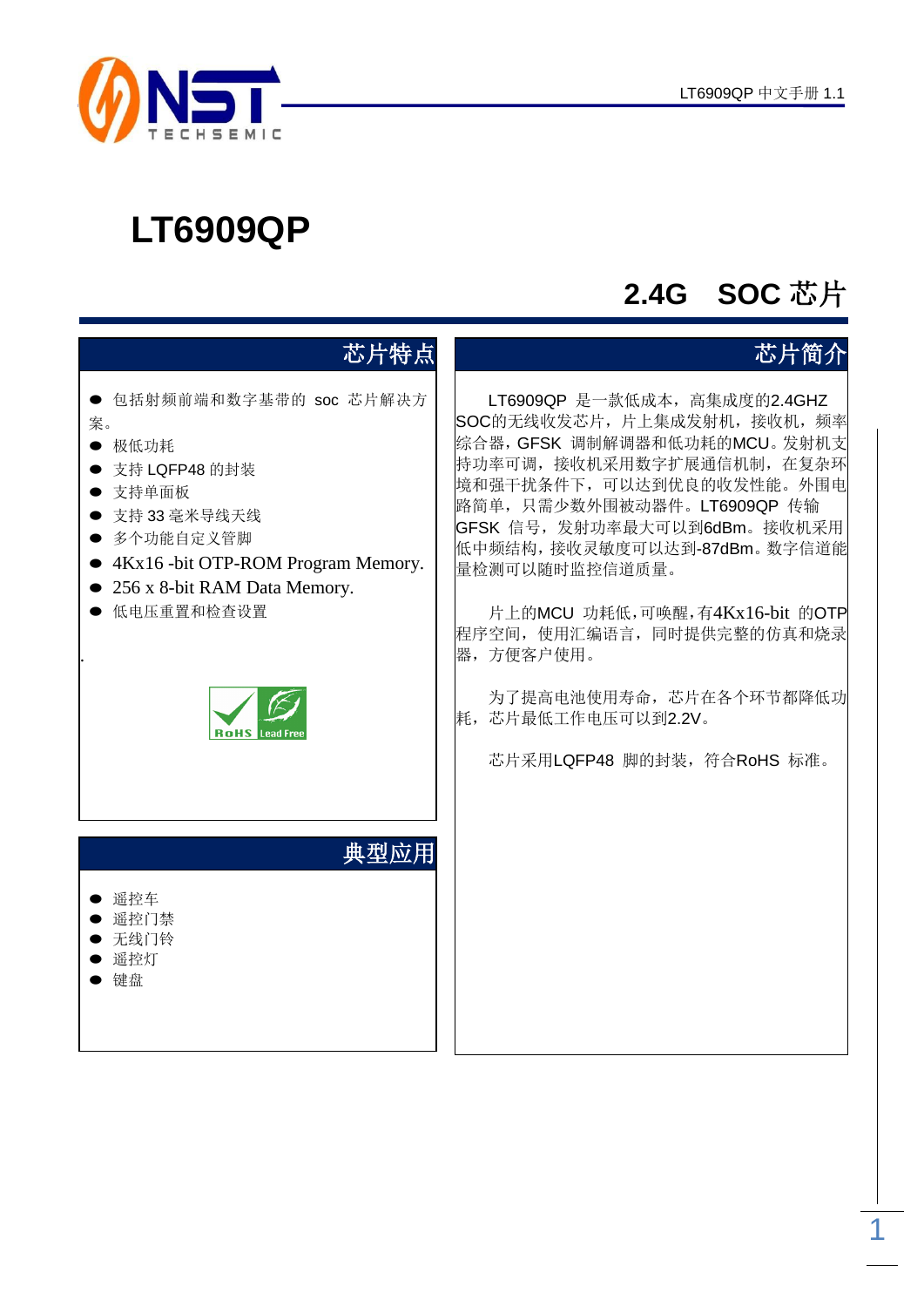# LT6909QP

## 2.4G SOC 芯片

## 芯片特点

- 包括射频前端和数字基带的 soc 芯片解决方案。
- 极低功耗
- 支持 LQFP48 的封装
- 支持单面板
- 支持 33 毫米导线天线
- 多个功能自定义管脚
- 4Kx16 -bit OTP-ROM Program Memory.
- 256 x 8-bit RAM Data Memory.
- 低电压重置和检查设置

## 芯片简介

LT6909QP 是一款低成本，高集成度的2.4GHZ SOC的无线收发芯片，片上集成发射机，接收机，频率综合器，GFSK 调制解调器和低功耗的MCU。发射机支持功率可调，接收机采用数字扩展通信机制，在复杂环境和强干扰条件下，可以达到优良的收发性能。外围电路简单，只需少数外围被动器件。LT6909QP 传输GFSK 信号，发射功率最大可以到6dBm。接收机采用低中频结构，接收灵敏度可以达到-87dBm。数字信道能量检测可以随时监控信道质量。

片上的MCU 功耗低，可唤醒，有4Kx16-bit 的OTP程序空间，使用汇编语言，同时提供完整的仿真和烧录器，方便客户使用。

为了提高电池使用寿命，芯片在各个环节都降低功耗，芯片最低工作电压可以到2.2V。

芯片采用LQFP48 脚的封装，符合RoHS 标准。

## 典型应用

- 遥控车
- 遥控门禁
- 无线门铃
- 遥控灯
- 键盘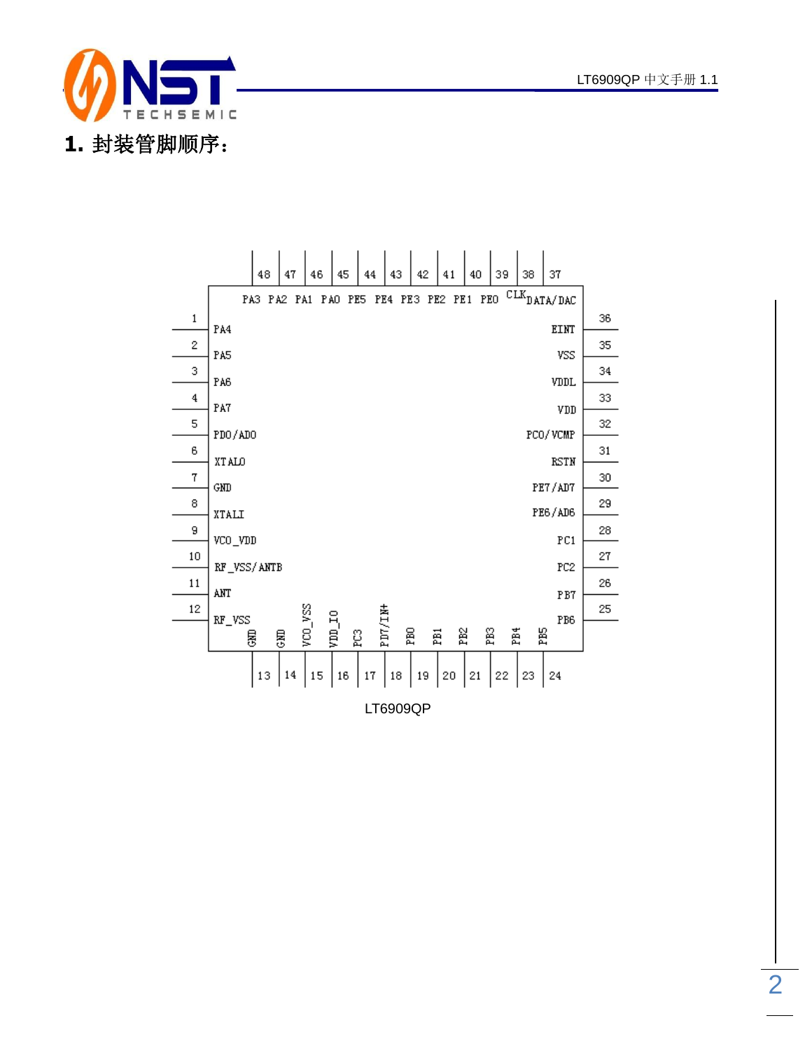# 1. 封装管脚顺序：

| 管脚 | 名称 | 管脚 | 名称 | 管脚 | 名称 | 管脚 | 名称 |
|---|---|---|---|---|---|---|---|
| 1 | PA4 | 13 | GND | 25 | PB6 | 37 | DATA/DAC |
| 2 | PA5 | 14 | GND | 26 | PB7 | 38 | CLK |
| 3 | PA6 | 15 | VCO_VSS | 27 | PC2 | 39 | PE0 |
| 4 | PA7 | 16 | VDD_IO | 28 | PC1 | 40 | PE1 |
| 5 | PD0/AD0 | 17 | PC3 | 29 | PE6/AD6 | 41 | PE2 |
| 6 | XTALO | 18 | PD7/IN+ | 30 | PE7/AD7 | 42 | PE3 |
| 7 | GND | 19 | PB0 | 31 | RSTN | 43 | PE4 |
| 8 | XTALI | 20 | PB1 | 32 | PC0/VCMP | 44 | PE5 |
| 9 | VCO_VDD | 21 | PB2 | 33 | VDD | 45 | PA0 |
| 10 | RF_VSS/ANTB | 22 | PB3 | 34 | VDDL | 46 | PA1 |
| 11 | ANT | 23 | PB4 | 35 | VSS | 47 | PA2 |
| 12 | RF_VSS | 24 | PB5 | 36 | EINT | 48 | PA3 |

LT6909QP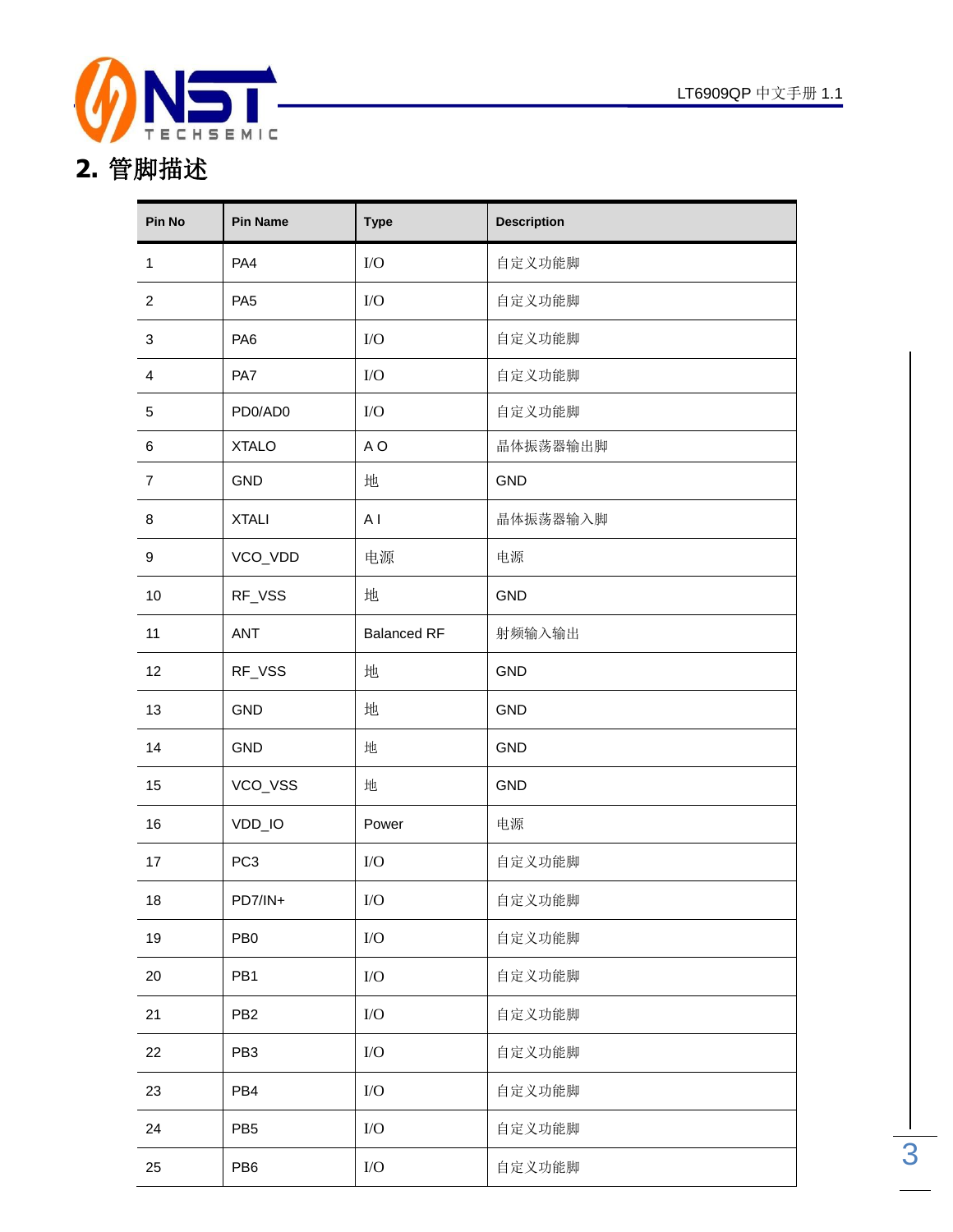## 2. 管脚描述

| Pin No | Pin Name | Type | Description |
|---|---|---|---|
| 1 | PA4 | I/O | 自定义功能脚 |
| 2 | PA5 | I/O | 自定义功能脚 |
| 3 | PA6 | I/O | 自定义功能脚 |
| 4 | PA7 | I/O | 自定义功能脚 |
| 5 | PD0/AD0 | I/O | 自定义功能脚 |
| 6 | XTALO | A O | 晶体振荡器输出脚 |
| 7 | GND | 地 | GND |
| 8 | XTALI | A I | 晶体振荡器输入脚 |
| 9 | VCO_VDD | 电源 | 电源 |
| 10 | RF_VSS | 地 | GND |
| 11 | ANT | Balanced RF | 射频输入输出 |
| 12 | RF_VSS | 地 | GND |
| 13 | GND | 地 | GND |
| 14 | GND | 地 | GND |
| 15 | VCO_VSS | 地 | GND |
| 16 | VDD_IO | Power | 电源 |
| 17 | PC3 | I/O | 自定义功能脚 |
| 18 | PD7/IN+ | I/O | 自定义功能脚 |
| 19 | PB0 | I/O | 自定义功能脚 |
| 20 | PB1 | I/O | 自定义功能脚 |
| 21 | PB2 | I/O | 自定义功能脚 |
| 22 | PB3 | I/O | 自定义功能脚 |
| 23 | PB4 | I/O | 自定义功能脚 |
| 24 | PB5 | I/O | 自定义功能脚 |
| 25 | PB6 | I/O | 自定义功能脚 |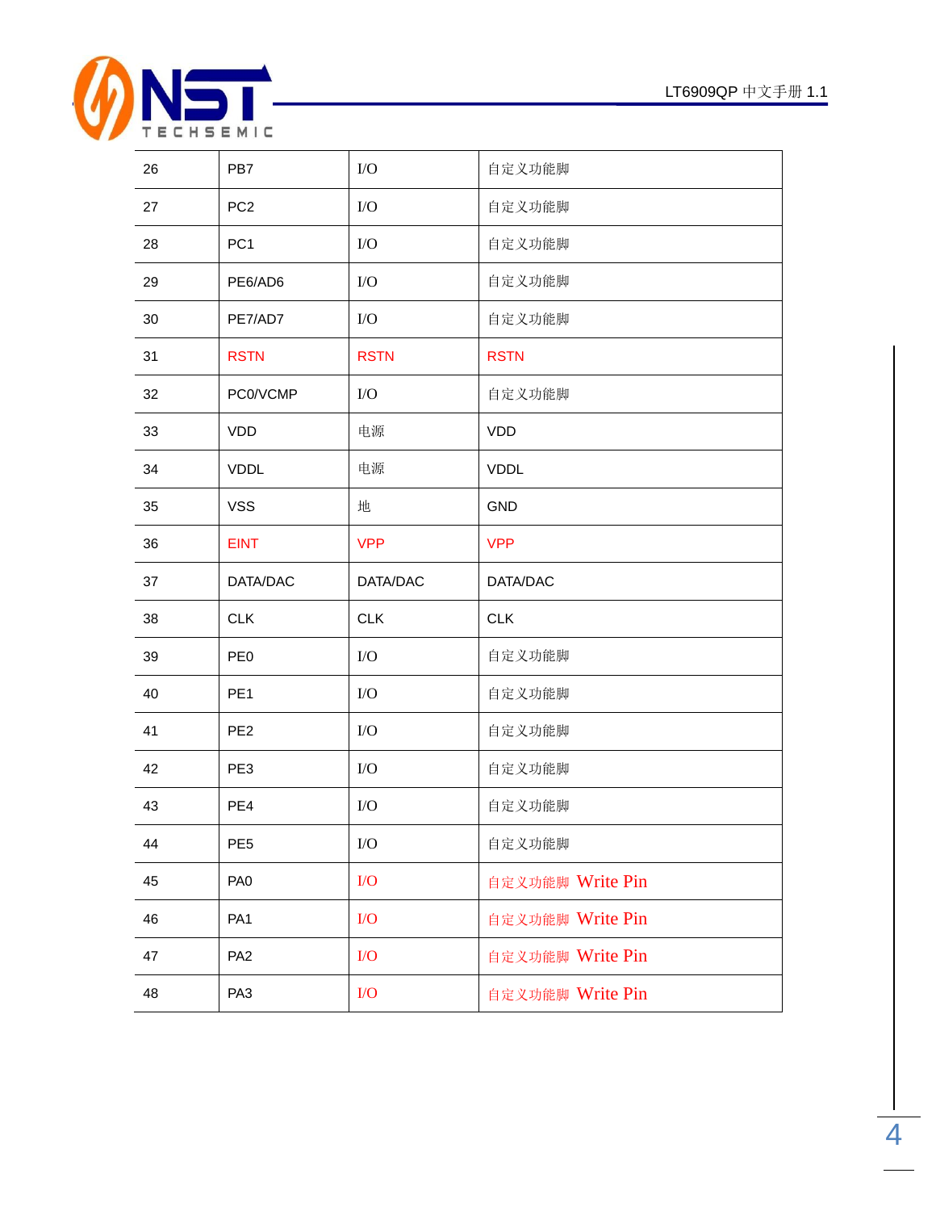| 26 | PB7 | I/O | 自定义功能脚 |
|---|---|---|---|
| 27 | PC2 | I/O | 自定义功能脚 |
| 28 | PC1 | I/O | 自定义功能脚 |
| 29 | PE6/AD6 | I/O | 自定义功能脚 |
| 30 | PE7/AD7 | I/O | 自定义功能脚 |
| 31 | RSTN | RSTN | RSTN |
| 32 | PC0/VCMP | I/O | 自定义功能脚 |
| 33 | VDD | 电源 | VDD |
| 34 | VDDL | 电源 | VDDL |
| 35 | VSS | 地 | GND |
| 36 | EINT | VPP | VPP |
| 37 | DATA/DAC | DATA/DAC | DATA/DAC |
| 38 | CLK | CLK | CLK |
| 39 | PE0 | I/O | 自定义功能脚 |
| 40 | PE1 | I/O | 自定义功能脚 |
| 41 | PE2 | I/O | 自定义功能脚 |
| 42 | PE3 | I/O | 自定义功能脚 |
| 43 | PE4 | I/O | 自定义功能脚 |
| 44 | PE5 | I/O | 自定义功能脚 |
| 45 | PA0 | I/O | 自定义功能脚 Write Pin |
| 46 | PA1 | I/O | 自定义功能脚 Write Pin |
| 47 | PA2 | I/O | 自定义功能脚 Write Pin |
| 48 | PA3 | I/O | 自定义功能脚 Write Pin |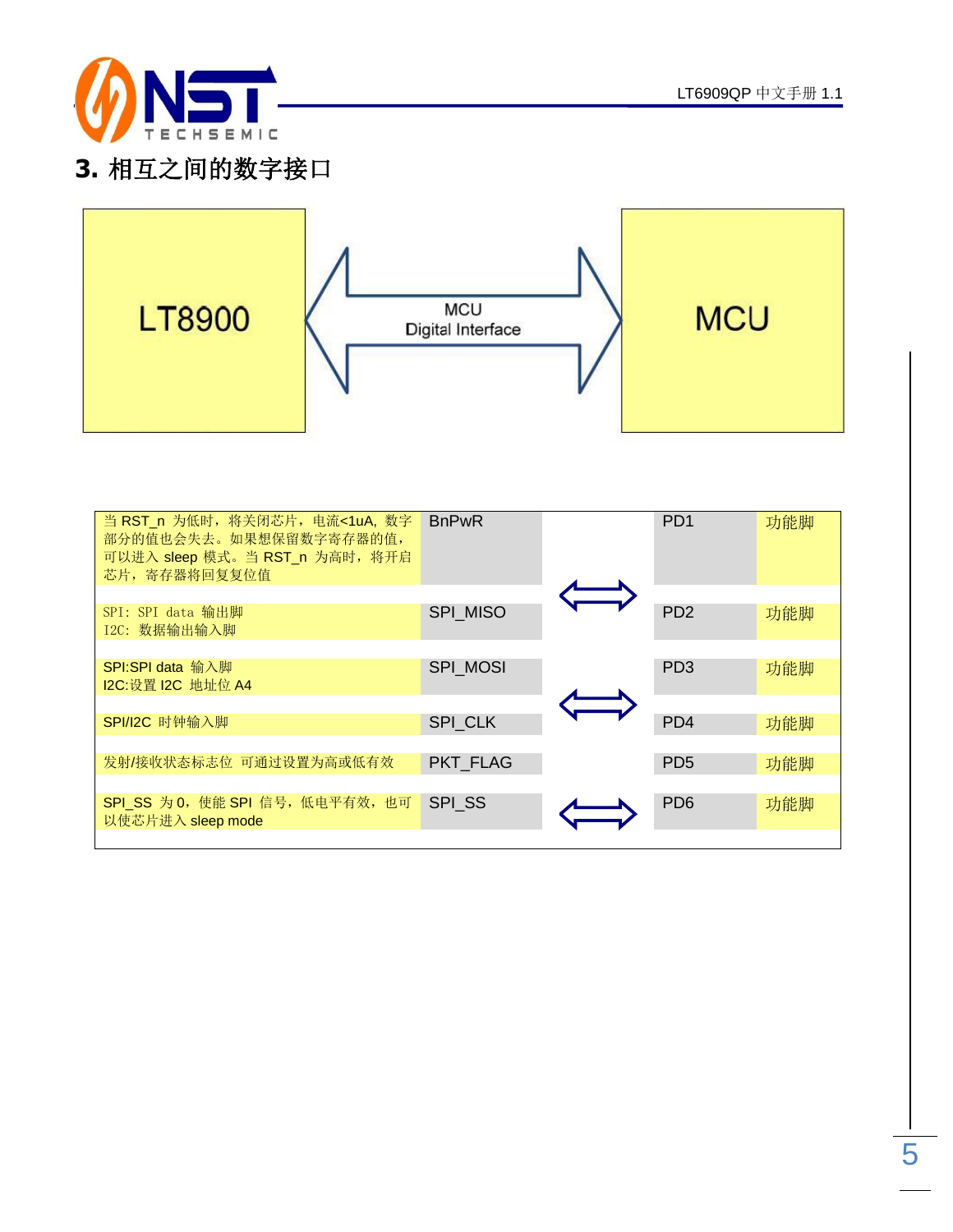# 3. 相互之间的数字接口

LT8900 ⟺ MCU Digital Interface ⟺ MCU

| 说明 | LT8900 引脚 | | MCU 引脚 | 功能 |
|---|---|---|---|---|
| 当 RST_n 为低时，将关闭芯片，电流<1uA, 数字部分的值也会失去。如果想保留数字寄存器的值，可以进入 sleep 模式。当 RST_n 为高时，将开启芯片，寄存器将回复复位值 | BnPwR | ⟺ | PD1 | 功能脚 |
| SPI: SPI data 输出脚<br>I2C: 数据输出输入脚 | SPI_MISO | | PD2 | 功能脚 |
| SPI:SPI data 输入脚<br>I2C:设置 I2C 地址位 A4 | SPI_MOSI | ⟺ | PD3 | 功能脚 |
| SPI/I2C 时钟输入脚 | SPI_CLK | | PD4 | 功能脚 |
| 发射/接收状态标志位 可通过设置为高或低有效 | PKT_FLAG | | PD5 | 功能脚 |
| SPI_SS 为 0，使能 SPI 信号，低电平有效，也可以使芯片进入 sleep mode | SPI_SS | ⟺ | PD6 | 功能脚 |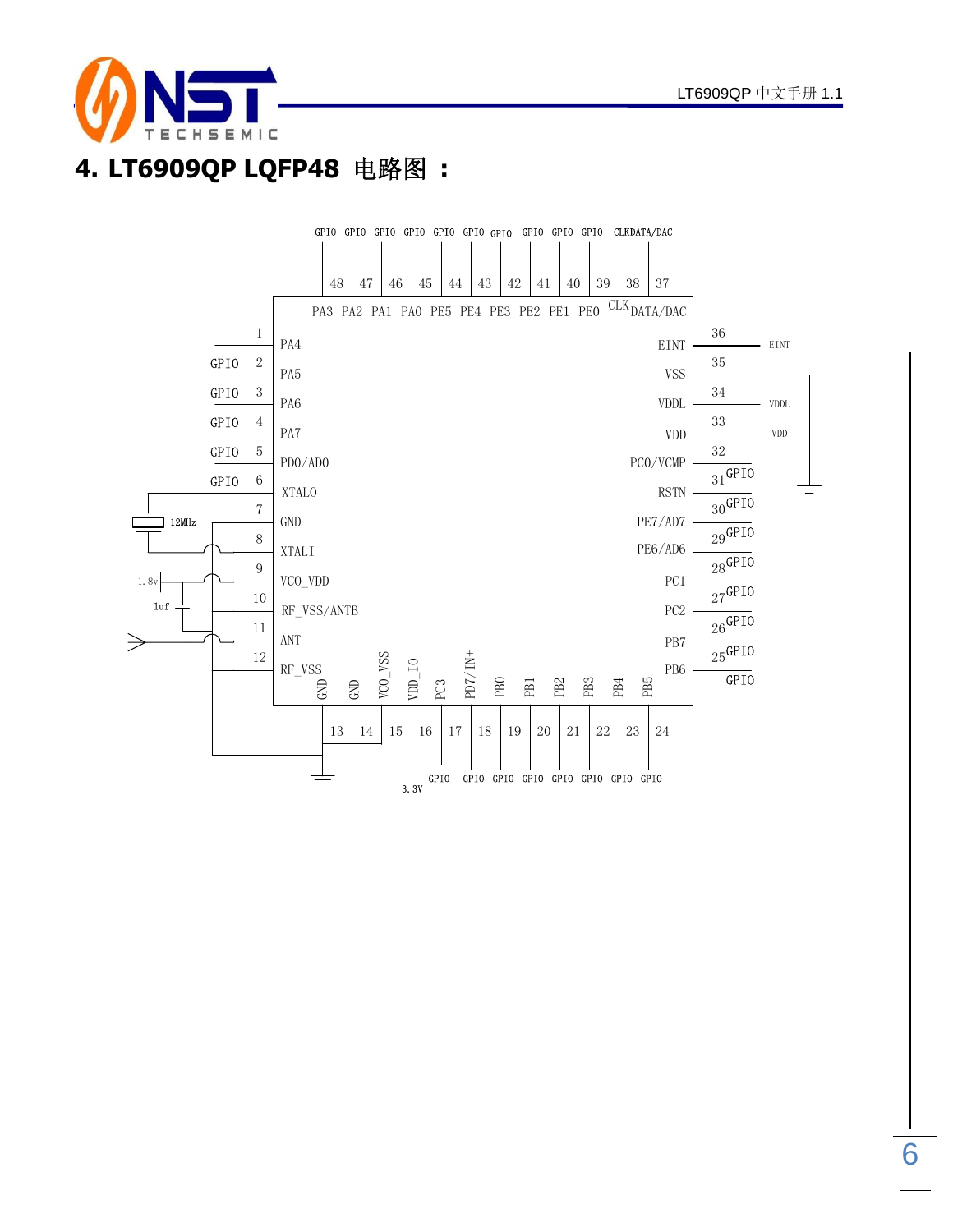# 4. LT6909QP LQFP48 电路图 ：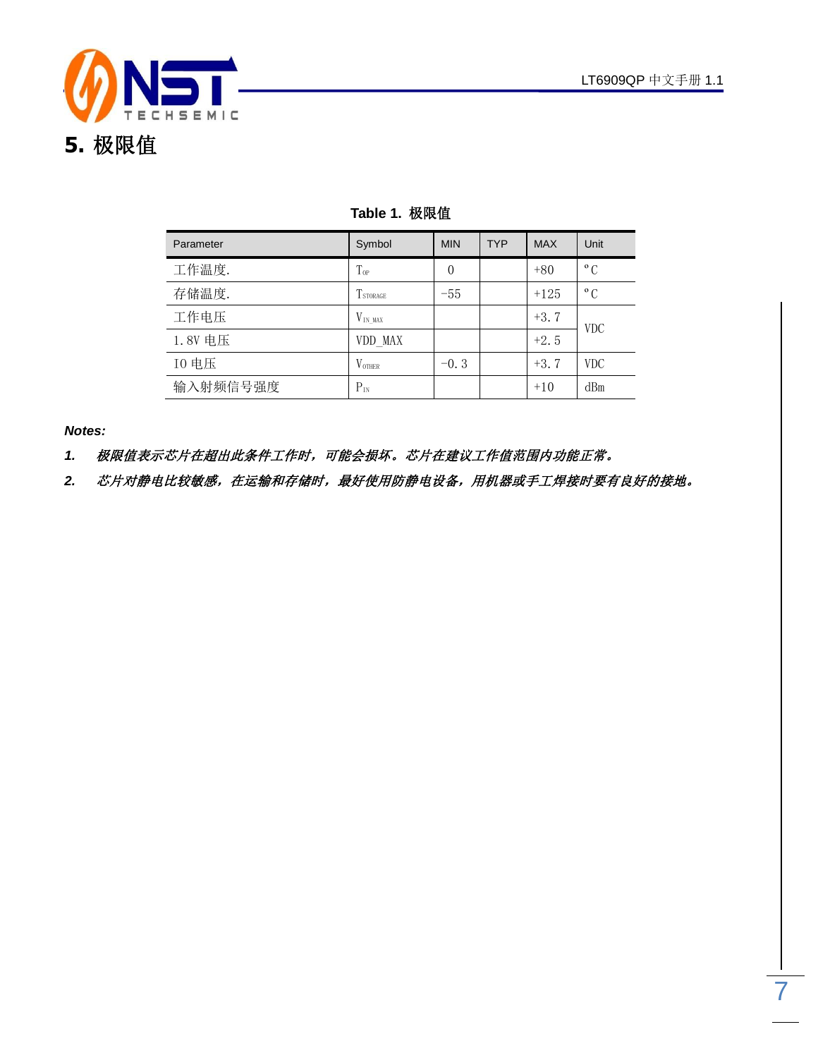# 5. 极限值

**Table 1. 极限值**

| Parameter | Symbol | MIN | TYP | MAX | Unit |
|---|---|---|---|---|---|
| 工作温度. | $T_{OP}$ | 0 | | +80 | °C |
| 存储温度. | $T_{STORAGE}$ | -55 | | +125 | °C |
| 工作电压 | $V_{IN\_MAX}$ | | | +3.7 | VDC |
| 1.8V 电压 | VDD_MAX | | | +2.5 | |
| IO 电压 | $V_{OTHER}$ | -0.3 | | +3.7 | VDC |
| 输入射频信号强度 | $P_{IN}$ | | | +10 | dBm |

***Notes:***

1. *极限值表示芯片在超出此条件工作时，可能会损坏。芯片在建议工作值范围内功能正常。*
2. *芯片对静电比较敏感，在运输和存储时，最好使用防静电设备，用机器或手工焊接时要有良好的接地。*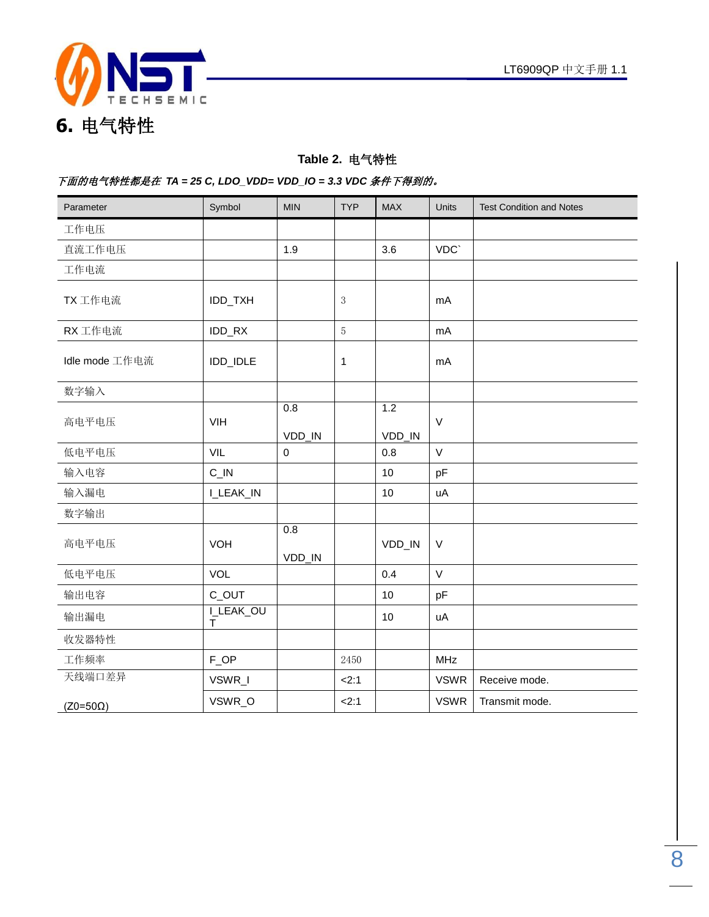# 6. 电气特性

**Table 2. 电气特性**

***下面的电气特性都是在 TA = 25 C, LDO_VDD= VDD_IO = 3.3 VDC 条件下得到的。***

| Parameter | Symbol | MIN | TYP | MAX | Units | Test Condition and Notes |
|---|---|---|---|---|---|---|
| 工作电压 | | | | | | |
| 直流工作电压 | | 1.9 | | 3.6 | VDC` | |
| 工作电流 | | | | | | |
| TX 工作电流 | IDD_TXH | | 3 | | mA | |
| RX 工作电流 | IDD_RX | | 5 | | mA | |
| Idle mode 工作电流 | IDD_IDLE | | 1 | | mA | |
| 数字输入 | | | | | | |
| 高电平电压 | VIH | 0.8 VDD_IN | | 1.2 VDD_IN | V | |
| 低电平电压 | VIL | 0 | | 0.8 | V | |
| 输入电容 | C_IN | | | 10 | pF | |
| 输入漏电 | I_LEAK_IN | | | 10 | uA | |
| 数字输出 | | | | | | |
| 高电平电压 | VOH | 0.8 VDD_IN | | VDD_IN | V | |
| 低电平电压 | VOL | | | 0.4 | V | |
| 输出电容 | C_OUT | | | 10 | pF | |
| 输出漏电 | I_LEAK_OUT | | | 10 | uA | |
| 收发器特性 | | | | | | |
| 工作频率 | F_OP | | 2450 | | MHz | |
| 天线端口差异 | VSWR_I | | <2:1 | | VSWR | Receive mode. |
| (Z0=50Ω) | VSWR_O | | <2:1 | | VSWR | Transmit mode. |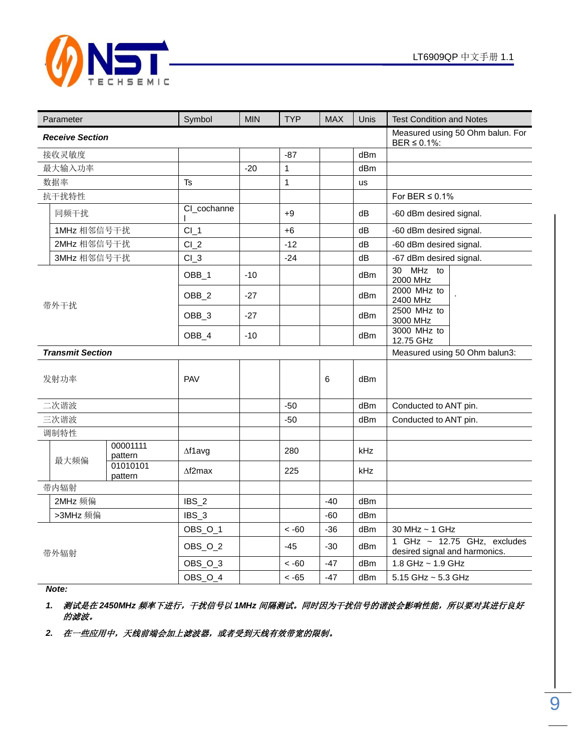| Parameter | Symbol | MIN | TYP | MAX | Unis | Test Condition and Notes |
|---|---|---|---|---|---|---|
| ***Receive Section*** | | | | | | Measured using 50 Ohm balun. For BER ≤ 0.1%: |
| 接收灵敏度 | | | -87 | | dBm | |
| 最大输入功率 | | -20 | 1 | | dBm | |
| 数据率 | Ts | | 1 | | us | |
| 抗干扰特性 | | | | | | For BER ≤ 0.1% |
| 同频干扰 | CI_cochannel | | +9 | | dB | -60 dBm desired signal. |
| 1MHz 相邻信号干扰 | CI_1 | | +6 | | dB | -60 dBm desired signal. |
| 2MHz 相邻信号干扰 | CI_2 | | -12 | | dB | -60 dBm desired signal. |
| 3MHz 相邻信号干扰 | CI_3 | | -24 | | dB | -67 dBm desired signal. |
| 带外干扰 | OBB_1 | -10 | | | dBm | 30 MHz to 2000 MHz |
| | OBB_2 | -27 | | | dBm | 2000 MHz to 2400 MHz |
| | OBB_3 | -27 | | | dBm | 2500 MHz to 3000 MHz |
| | OBB_4 | -10 | | | dBm | 3000 MHz to 12.75 GHz |
| ***Transmit Section*** | | | | | | Measured using 50 Ohm balun3: |
| 发射功率 | PAV | | | 6 | dBm | |
| 二次谐波 | | | -50 | | dBm | Conducted to ANT pin. |
| 三次谐波 | | | -50 | | dBm | Conducted to ANT pin. |
| 调制特性 | | | | | | |
| 最大频偏 00001111 pattern | Δf1avg | | 280 | | kHz | |
| 最大频偏 01010101 pattern | Δf2max | | 225 | | kHz | |
| 带内辐射 | | | | | | |
| 2MHz 频偏 | IBS_2 | | | -40 | dBm | |
| >3MHz 频偏 | IBS_3 | | | -60 | dBm | |
| 带外辐射 | OBS_O_1 | | < -60 | -36 | dBm | 30 MHz ~ 1 GHz |
| | OBS_O_2 | | -45 | -30 | dBm | 1 GHz ~ 12.75 GHz, excludes desired signal and harmonics. |
| | OBS_O_3 | | < -60 | -47 | dBm | 1.8 GHz ~ 1.9 GHz |
| | OBS_O_4 | | < -65 | -47 | dBm | 5.15 GHz ~ 5.3 GHz |

***Note:***

1. ***测试是在 2450MHz 频率下进行，干扰信号以 1MHz 间隔测试。同时因为干扰信号的谐波会影响性能，所以要对其进行良好的滤波。***
2. ***在一些应用中，天线前端会加上滤波器，或者受到天线有效带宽的限制。***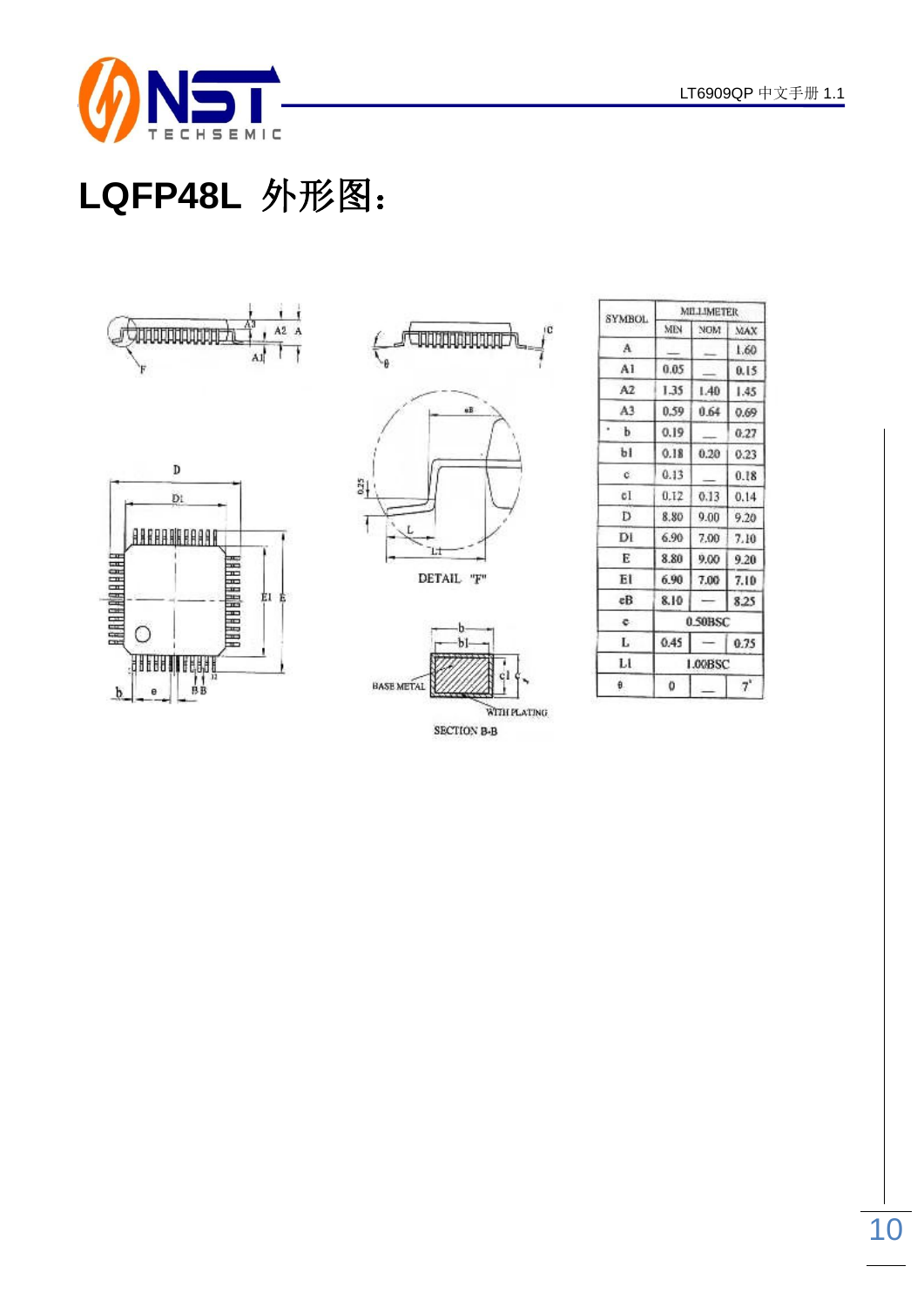# LQFP48L 外形图：

F

A3 A2 A

A1

C

θ

D

D1

E1 E

b e B B

0.25

eB

L

L1

DETAIL "F"

b

b1

BASE METAL

c1 c

WITH PLATING

SECTION B-B

| SYMBOL | MILLIMETER | | |
|---|---|---|---|
| | MIN | NOM | MAX |
| A | — | — | 1.60 |
| A1 | 0.05 | — | 0.15 |
| A2 | 1.35 | 1.40 | 1.45 |
| A3 | 0.59 | 0.64 | 0.69 |
| b | 0.19 | — | 0.27 |
| b1 | 0.18 | 0.20 | 0.23 |
| c | 0.13 | — | 0.18 |
| c1 | 0.12 | 0.13 | 0.14 |
| D | 8.80 | 9.00 | 9.20 |
| D1 | 6.90 | 7.00 | 7.10 |
| E | 8.80 | 9.00 | 9.20 |
| E1 | 6.90 | 7.00 | 7.10 |
| eB | 8.10 | — | 8.25 |
| e | 0.50BSC | | |
| L | 0.45 | — | 0.75 |
| L1 | 1.00BSC | | |
| θ | 0 | — | 7° |